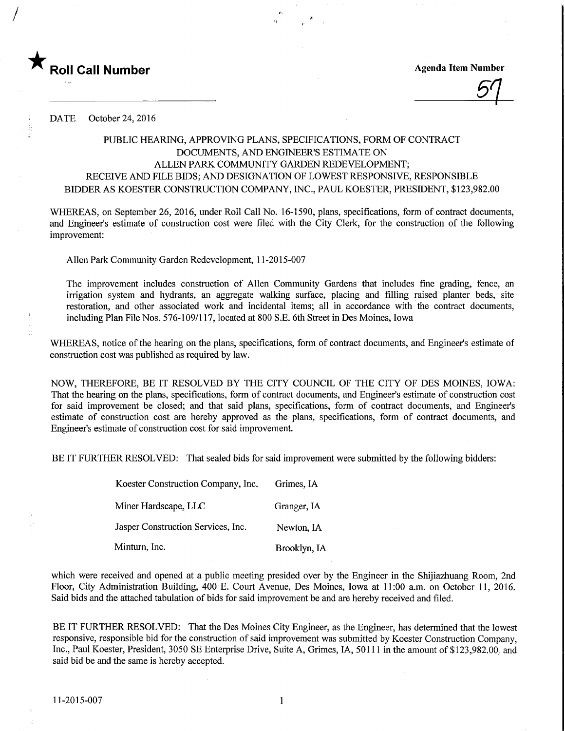★ **Roll Call Number**

**Agenda Item Number**

57

DATE October 24, 2016

PUBLIC HEARING, APPROVING PLANS, SPECIFICATIONS, FORM OF CONTRACT DOCUMENTS, AND ENGINEER'S ESTIMATE ON ALLEN PARK COMMUNITY GARDEN REDEVELOPMENT; RECEIVE AND FILE BIDS; AND DESIGNATION OF LOWEST RESPONSIVE, RESPONSIBLE BIDDER AS KOESTER CONSTRUCTION COMPANY, INC., PAUL KOESTER, PRESIDENT, $123,982.00

WHEREAS, on September 26, 2016, under Roll Call No. 16-1590, plans, specifications, form of contract documents, and Engineer's estimate of construction cost were filed with the City Clerk, for the construction of the following improvement:

Allen Park Community Garden Redevelopment, 11-2015-007

The improvement includes construction of Allen Community Gardens that includes fine grading, fence, an irrigation system and hydrants, an aggregate walking surface, placing and filling raised planter beds, site restoration, and other associated work and incidental items; all in accordance with the contract documents, including Plan File Nos. 576-109/117, located at 800 S.E. 6th Street in Des Moines, Iowa

WHEREAS, notice of the hearing on the plans, specifications, form of contract documents, and Engineer's estimate of construction cost was published as required by law.

NOW, THEREFORE, BE IT RESOLVED BY THE CITY COUNCIL OF THE CITY OF DES MOINES, IOWA: That the hearing on the plans, specifications, form of contract documents, and Engineer's estimate of construction cost for said improvement be closed; and that said plans, specifications, form of contract documents, and Engineer's estimate of construction cost are hereby approved as the plans, specifications, form of contract documents, and Engineer's estimate of construction cost for said improvement.

BE IT FURTHER RESOLVED: That sealed bids for said improvement were submitted by the following bidders:

| | |
|---|---|
| Koester Construction Company, Inc. | Grimes, IA |
| Miner Hardscape, LLC | Granger, IA |
| Jasper Construction Services, Inc. | Newton, IA |
| Minturn, Inc. | Brooklyn, IA |

which were received and opened at a public meeting presided over by the Engineer in the Shijiazhuang Room, 2nd Floor, City Administration Building, 400 E. Court Avenue, Des Moines, Iowa at 11:00 a.m. on October 11, 2016. Said bids and the attached tabulation of bids for said improvement be and are hereby received and filed.

BE IT FURTHER RESOLVED: That the Des Moines City Engineer, as the Engineer, has determined that the lowest responsive, responsible bid for the construction of said improvement was submitted by Koester Construction Company, Inc., Paul Koester, President, 3050 SE Enterprise Drive, Suite A, Grimes, IA, 50111 in the amount of $123,982.00, and said bid be and the same is hereby accepted.

11-2015-007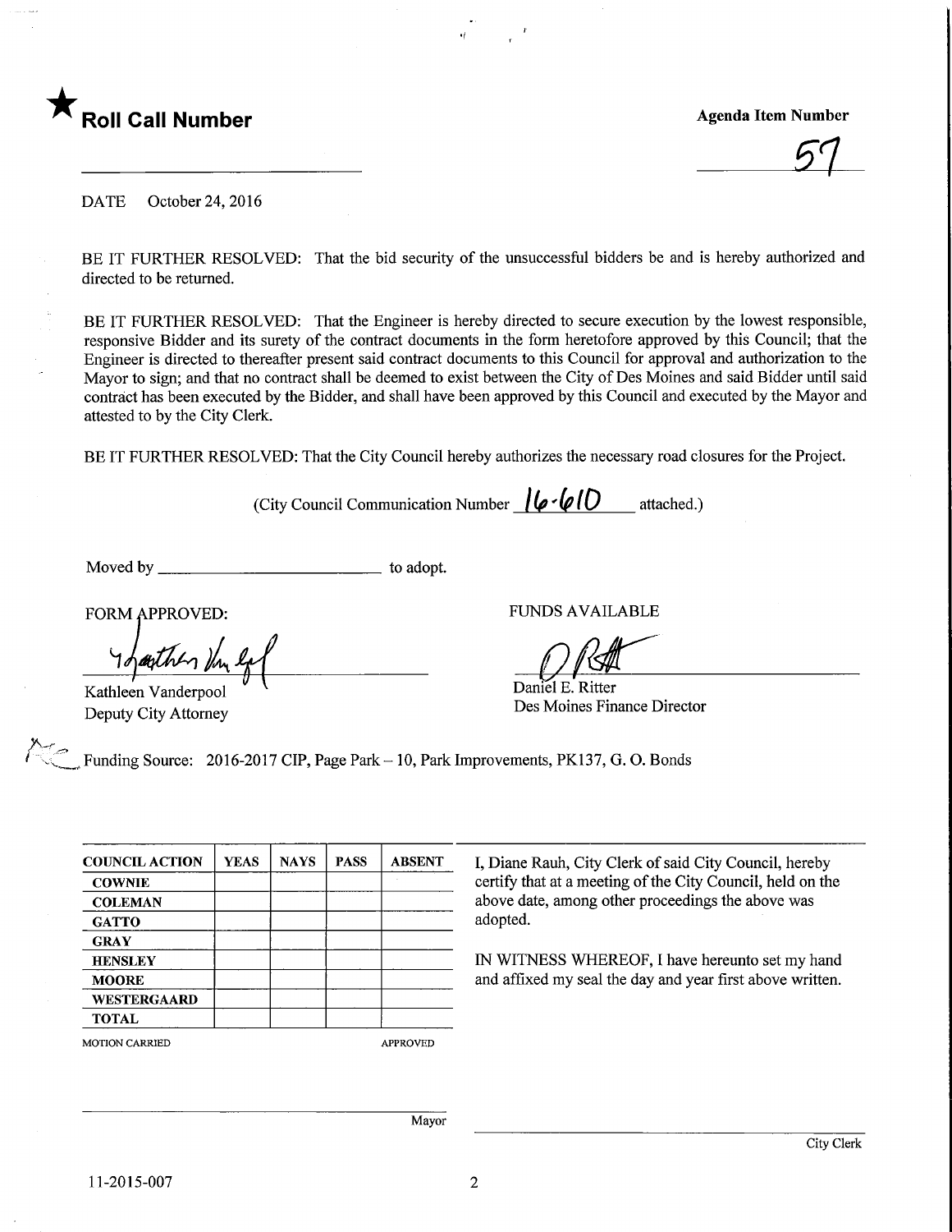★ **Roll Call Number**

______________________

**Agenda Item Number**

57

DATE October 24, 2016

BE IT FURTHER RESOLVED: That the bid security of the unsuccessful bidders be and is hereby authorized and directed to be returned.

BE IT FURTHER RESOLVED: That the Engineer is hereby directed to secure execution by the lowest responsible, responsive Bidder and its surety of the contract documents in the form heretofore approved by this Council; that the Engineer is directed to thereafter present said contract documents to this Council for approval and authorization to the Mayor to sign; and that no contract shall be deemed to exist between the City of Des Moines and said Bidder until said contract has been executed by the Bidder, and shall have been approved by this Council and executed by the Mayor and attested to by the City Clerk.

BE IT FURTHER RESOLVED: That the City Council hereby authorizes the necessary road closures for the Project.

(City Council Communication Number 16-610 attached.)

Moved by ______________________ to adopt.

FORM APPROVED:

Kathleen Vanderpool
Deputy City Attorney

FUNDS AVAILABLE

Daniel E. Ritter
Des Moines Finance Director

Funding Source: 2016-2017 CIP, Page Park – 10, Park Improvements, PK137, G. O. Bonds

| COUNCIL ACTION | YEAS | NAYS | PASS | ABSENT |
|---|---|---|---|---|
| COWNIE | | | | |
| COLEMAN | | | | |
| GATTO | | | | |
| GRAY | | | | |
| HENSLEY | | | | |
| MOORE | | | | |
| WESTERGAARD | | | | |
| TOTAL | | | | |

MOTION CARRIED APPROVED

I, Diane Rauh, City Clerk of said City Council, hereby certify that at a meeting of the City Council, held on the above date, among other proceedings the above was adopted.

IN WITNESS WHEREOF, I have hereunto set my hand and affixed my seal the day and year first above written.

______________________
Mayor

______________________
City Clerk

11-2015-007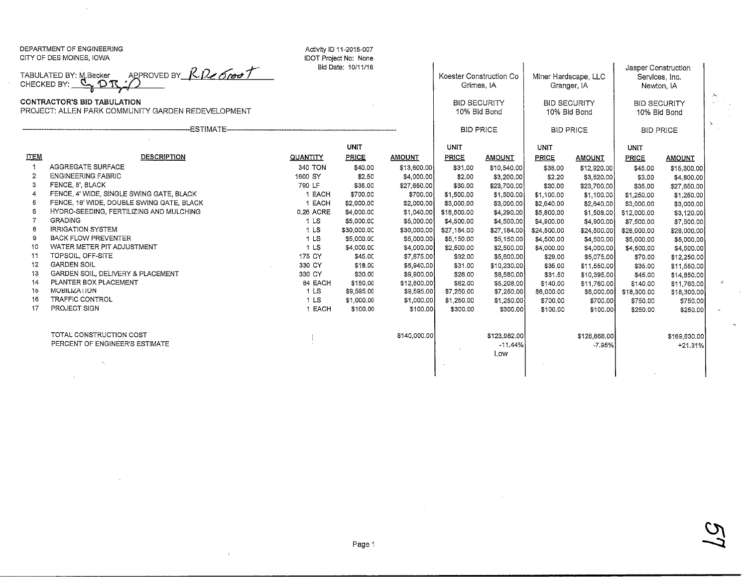DEPARTMENT OF ENGINEERING
CITY OF DES MOINES, IOWA

Activity ID 11-2015-007
IDOT Project No: None
Bid Date: 10/11/16

TABULATED BY: M.Becker APPROVED BY R. DeGroot
CHECKED BY: C DR

**CONTRACTOR'S BID TABULATION**
PROJECT: ALLEN PARK COMMUNITY GARDEN REDEVELOPMENT

| | | | ESTIMATE | | Koester Construction Co Grimes, IA | | Miner Hardscape, LLC Granger, IA | | Jasper Construction Services, Inc. Newton, IA | |
|---|---|---|---|---|---|---|---|---|---|---|
| | | | | | BID SECURITY 10% Bid Bond | | BID SECURITY 10% Bid Bond | | BID SECURITY 10% Bid Bond | |
| | | | | | BID PRICE | | BID PRICE | | BID PRICE | |
| ITEM | DESCRIPTION | QUANTITY | UNIT PRICE | AMOUNT | UNIT PRICE | AMOUNT | UNIT PRICE | AMOUNT | UNIT PRICE | AMOUNT |
| 1 | AGGREGATE SURFACE | 340 TON | $40.00 | $13,600.00 | $31.00 | $10,540.00 | $38.00 | $12,920.00 | $45.00 | $15,300.00 |
| 2 | ENGINEERING FABRIC | 1600 SY | $2.50 | $4,000.00 | $2.00 | $3,200.00 | $2.20 | $3,520.00 | $3.00 | $4,800.00 |
| 3 | FENCE, 5', BLACK | 790 LF | $35.00 | $27,650.00 | $30.00 | $23,700.00 | $30.00 | $23,700.00 | $35.00 | $27,650.00 |
| 4 | FENCE, 4' WIDE, SINGLE SWING GATE, BLACK | 1 EACH | $700.00 | $700.00 | $1,500.00 | $1,500.00 | $1,100.00 | $1,100.00 | $1,250.00 | $1,250.00 |
| 5 | FENCE, 16' WIDE, DOUBLE SWING GATE, BLACK | 1 EACH | $2,000.00 | $2,000.00 | $3,000.00 | $3,000.00 | $2,640.00 | $2,640.00 | $3,000.00 | $3,000.00 |
| 6 | HYDRO-SEEDING, FERTILIZING AND MULCHING | 0.26 ACRE | $4,000.00 | $1,040.00 | $16,500.00 | $4,290.00 | $5,800.00 | $1,508.00 | $12,000.00 | $3,120.00 |
| 7 | GRADING | 1 LS | $5,000.00 | $5,000.00 | $4,500.00 | $4,500.00 | $4,900.00 | $4,900.00 | $7,500.00 | $7,500.00 |
| 8 | IRRIGATION SYSTEM | 1 LS | $30,000.00 | $30,000.00 | $27,184.00 | $27,184.00 | $24,500.00 | $24,500.00 | $28,000.00 | $28,000.00 |
| 9 | BACK FLOW PREVENTER | 1 LS | $5,000.00 | $5,000.00 | $5,150.00 | $5,150.00 | $4,500.00 | $4,500.00 | $5,000.00 | $5,000.00 |
| 10 | WATER METER PIT ADJUSTMENT | 1 LS | $4,000.00 | $4,000.00 | $2,500.00 | $2,500.00 | $4,000.00 | $4,000.00 | $4,500.00 | $4,500.00 |
| 11 | TOPSOIL, OFF-SITE | 175 CY | $45.00 | $7,875.00 | $32.00 | $5,600.00 | $29.00 | $5,075.00 | $70.00 | $12,250.00 |
| 12 | GARDEN SOIL | 330 CY | $18.00 | $5,940.00 | $31.00 | $10,230.00 | $35.00 | $11,550.00 | $35.00 | $11,550.00 |
| 13 | GARDEN SOIL, DELIVERY & PLACEMENT | 330 CY | $30.00 | $9,900.00 | $26.00 | $8,580.00 | $31.50 | $10,395.00 | $45.00 | $14,850.00 |
| 14 | PLANTER BOX PLACEMENT | 84 EACH | $150.00 | $12,600.00 | $62.00 | $5,208.00 | $140.00 | $11,760.00 | $140.00 | $11,760.00 |
| 15 | MOBILIZATION | 1 LS | $9,595.00 | $9,595.00 | $7,250.00 | $7,250.00 | $6,000.00 | $6,000.00 | $18,300.00 | $18,300.00 |
| 16 | TRAFFIC CONTROL | 1 LS | $1,000.00 | $1,000.00 | $1,250.00 | $1,250.00 | $700.00 | $700.00 | $750.00 | $750.00 |
| 17 | PROJECT SIGN | 1 EACH | $100.00 | $100.00 | $300.00 | $300.00 | $100.00 | $100.00 | $250.00 | $250.00 |
| | TOTAL CONSTRUCTION COST | | | $140,000.00 | | $123,982.00 | | $128,868.00 | | $169,830.00 |
| | PERCENT OF ENGINEER'S ESTIMATE | | | | | -11.44% Low | | -7.95% | | +21.31% |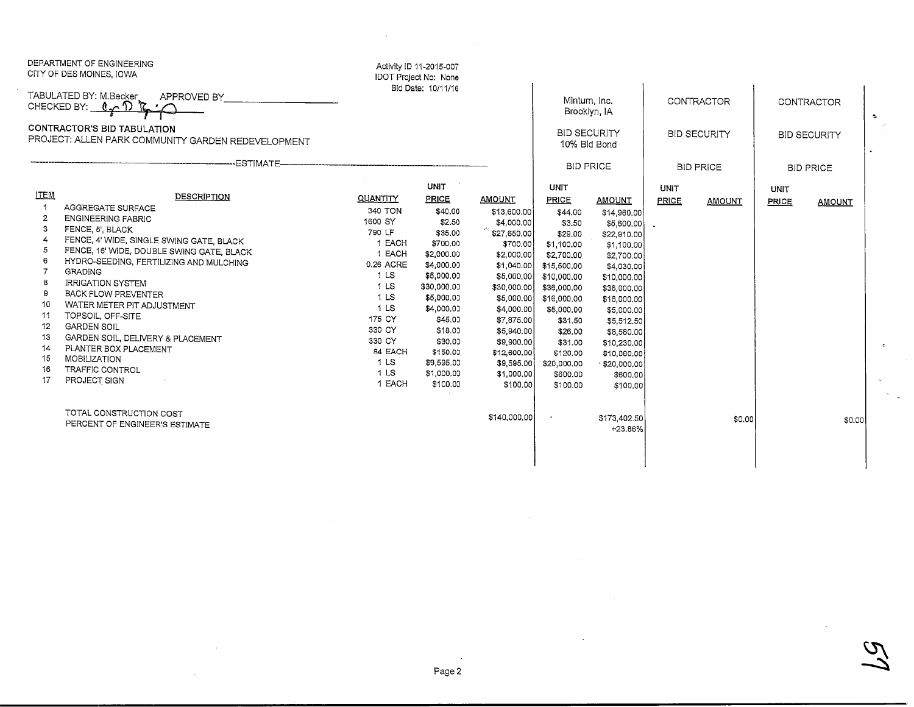DEPARTMENT OF ENGINEERING
CITY OF DES MOINES, IOWA

TABULATED BY: M.Becker APPROVED BY\_\_\_\_\_\_\_\_\_\_\_\_\_\_\_\_
CHECKED BY: \_\_\_\_\_\_\_\_\_\_\_\_

Activity ID 11-2015-007
IDOT Project No: None
Bid Date: 10/11/16

**CONTRACTOR'S BID TABULATION**
PROJECT: ALLEN PARK COMMUNITY GARDEN REDEVELOPMENT

| | | ESTIMATE | | | Minturn, Inc. Brooklyn, IA | | CONTRACTOR | | CONTRACTOR | |
|---|---|---|---|---|---|---|---|---|---|---|
| | | | | | BID SECURITY 10% Bid Bond | | BID SECURITY | | BID SECURITY | |
| | | | | | BID PRICE | | BID PRICE | | BID PRICE | |
| ITEM | DESCRIPTION | QUANTITY | UNIT PRICE | AMOUNT | UNIT PRICE | AMOUNT | UNIT PRICE | AMOUNT | UNIT PRICE | AMOUNT |
| 1 | AGGREGATE SURFACE | 340 TON | $40.00 | $13,600.00 | $44.00 | $14,960.00 | | | | |
| 2 | ENGINEERING FABRIC | 1600 SY | $2.50 | $4,000.00 | $3.50 | $5,600.00 | | | | |
| 3 | FENCE, 5', BLACK | 790 LF | $35.00 | $27,650.00 | $29.00 | $22,910.00 | | | | |
| 4 | FENCE, 4' WIDE, SINGLE SWING GATE, BLACK | 1 EACH | $700.00 | $700.00 | $1,100.00 | $1,100.00 | | | | |
| 5 | FENCE, 16' WIDE, DOUBLE SWING GATE, BLACK | 1 EACH | $2,000.00 | $2,000.00 | $2,700.00 | $2,700.00 | | | | |
| 6 | HYDRO-SEEDING, FERTILIZING AND MULCHING | 0.26 ACRE | $4,000.00 | $1,040.00 | $15,500.00 | $4,030.00 | | | | |
| 7 | GRADING | 1 LS | $5,000.00 | $5,000.00 | $10,000.00 | $10,000.00 | | | | |
| 8 | IRRIGATION SYSTEM | 1 LS | $30,000.00 | $30,000.00 | $36,000.00 | $36,000.00 | | | | |
| 9 | BACK FLOW PREVENTER | 1 LS | $5,000.00 | $5,000.00 | $16,000.00 | $16,000.00 | | | | |
| 10 | WATER METER PIT ADJUSTMENT | 1 LS | $4,000.00 | $4,000.00 | $5,000.00 | $5,000.00 | | | | |
| 11 | TOPSOIL, OFF-SITE | 175 CY | $45.00 | $7,875.00 | $31.50 | $5,512.50 | | | | |
| 12 | GARDEN SOIL | 330 CY | $18.00 | $5,940.00 | $26.00 | $8,580.00 | | | | |
| 13 | GARDEN SOIL, DELIVERY & PLACEMENT | 330 CY | $30.00 | $9,900.00 | $31.00 | $10,230.00 | | | | |
| 14 | PLANTER BOX PLACEMENT | 84 EACH | $150.00 | $12,600.00 | $120.00 | $10,080.00 | | | | |
| 15 | MOBILIZATION | 1 LS | $9,595.00 | $9,595.00 | $20,000.00 | $20,000.00 | | | | |
| 16 | TRAFFIC CONTROL | 1 LS | $1,000.00 | $1,000.00 | $600.00 | $600.00 | | | | |
| 17 | PROJECT SIGN | 1 EACH | $100.00 | $100.00 | $100.00 | $100.00 | | | | |
| | TOTAL CONSTRUCTION COST | | | $140,000.00 | | $173,402.50 | | $0.00 | | $0.00 |
| | PERCENT OF ENGINEER'S ESTIMATE | | | | | +23.86% | | | | |